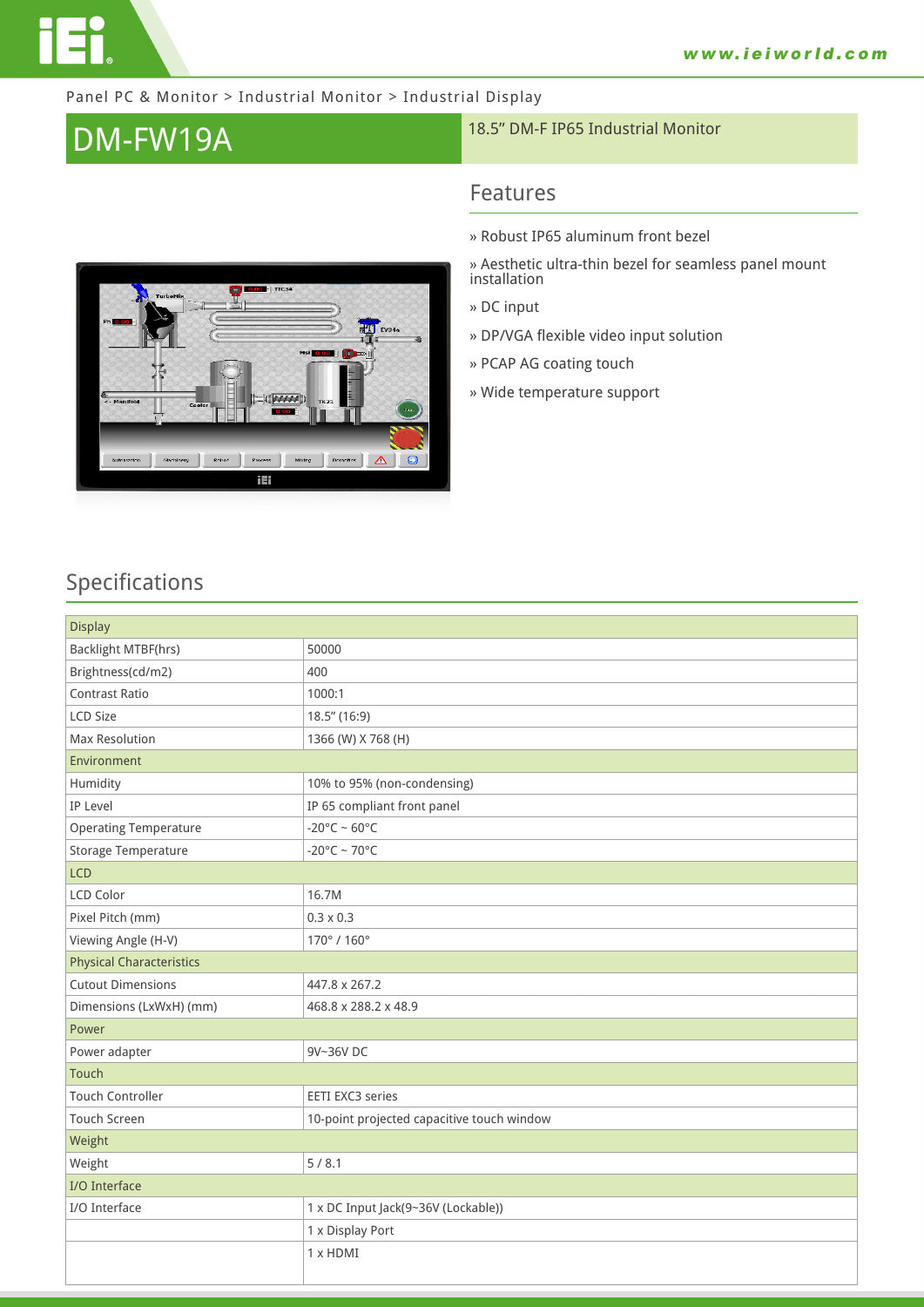Panel PC & Monitor > Industrial Monitor > Industrial Display

# DM-FW19A

18.5" DM-F IP65 Industrial Monitor

## Features

» Robust IP65 aluminum front bezel

» Aesthetic ultra-thin bezel for seamless panel mount installation

» DC input

» DP/VGA flexible video input solution

» PCAP AG coating touch

» Wide temperature support

## Specifications

| Display | |
|---|---|
| Backlight MTBF(hrs) | 50000 |
| Brightness(cd/m2) | 400 |
| Contrast Ratio | 1000:1 |
| LCD Size | 18.5" (16:9) |
| Max Resolution | 1366 (W) X 768 (H) |
| **Environment** | |
| Humidity | 10% to 95% (non-condensing) |
| IP Level | IP 65 compliant front panel |
| Operating Temperature | -20°C ~ 60°C |
| Storage Temperature | -20°C ~ 70°C |
| **LCD** | |
| LCD Color | 16.7M |
| Pixel Pitch (mm) | 0.3 x 0.3 |
| Viewing Angle (H-V) | 170° / 160° |
| **Physical Characteristics** | |
| Cutout Dimensions | 447.8 x 267.2 |
| Dimensions (LxWxH) (mm) | 468.8 x 288.2 x 48.9 |
| **Power** | |
| Power adapter | 9V~36V DC |
| **Touch** | |
| Touch Controller | EETI EXC3 series |
| Touch Screen | 10-point projected capacitive touch window |
| **Weight** | |
| Weight | 5 / 8.1 |
| **I/O Interface** | |
| I/O Interface | 1 x DC Input Jack(9~36V (Lockable)) |
| | 1 x Display Port |
| | 1 x HDMI |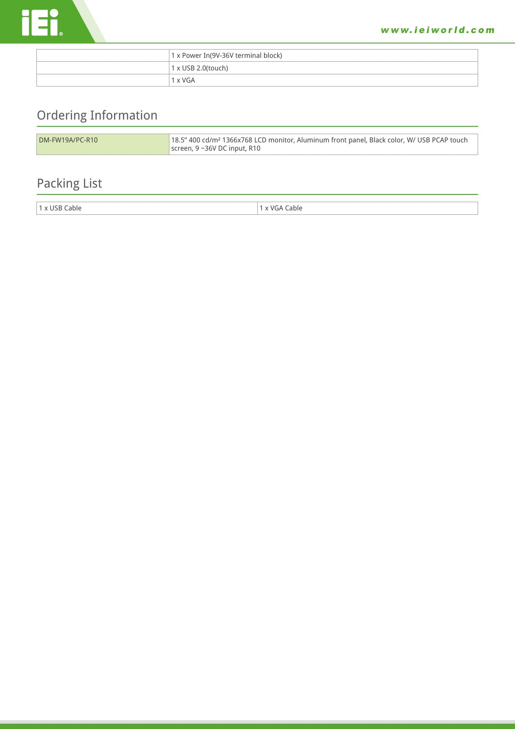| | |
|---|---|
| | 1 x Power In(9V-36V terminal block) |
| | 1 x USB 2.0(touch) |
| | 1 x VGA |

## Ordering Information

| | |
|---|---|
| DM-FW19A/PC-R10 | 18.5" 400 cd/m² 1366x768 LCD monitor, Aluminum front panel, Black color, W/ USB PCAP touch screen, 9 ~36V DC input, R10 |

## Packing List

| | |
|---|---|
| 1 x USB Cable | 1 x VGA Cable |